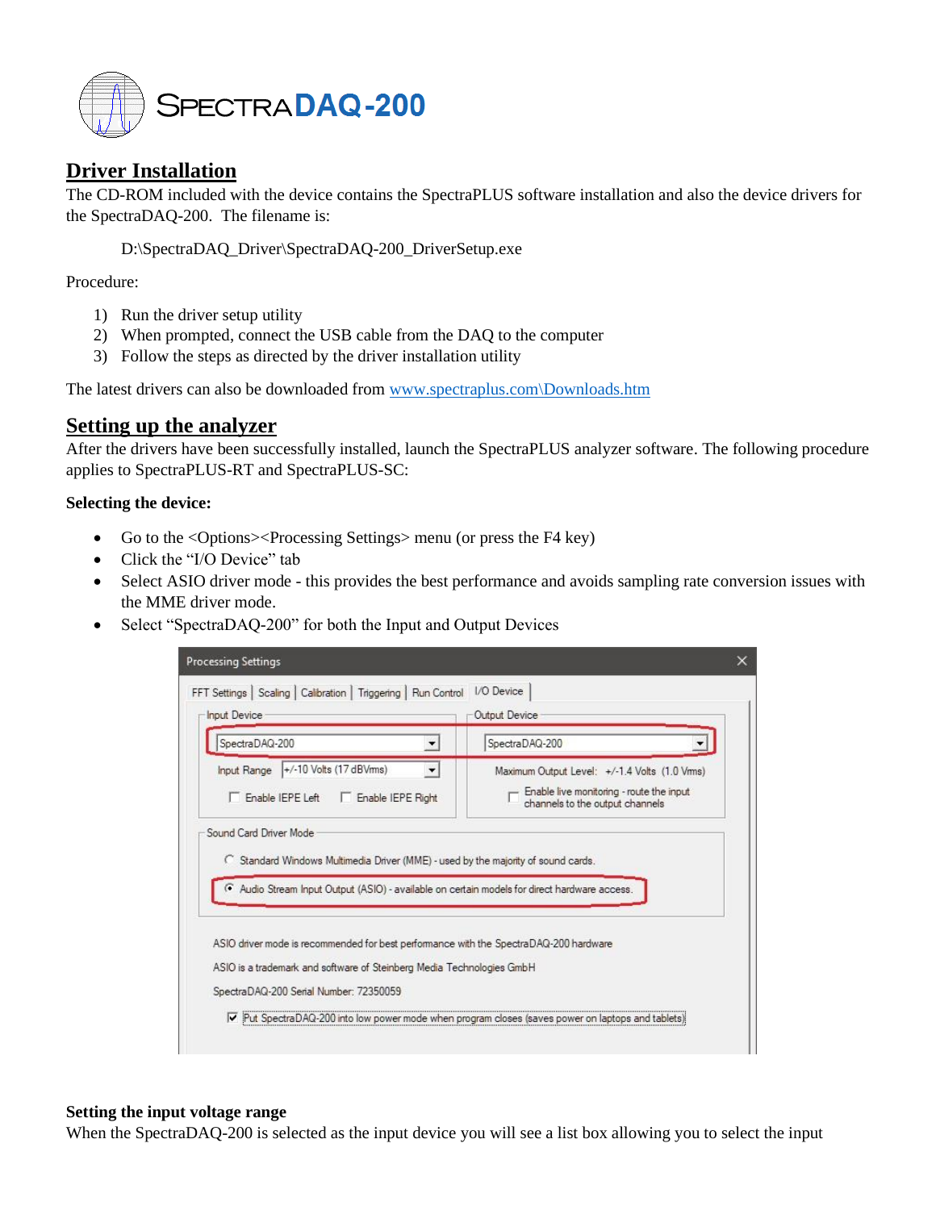# SPECTRADAQ-200

## Driver Installation

The CD-ROM included with the device contains the SpectraPLUS software installation and also the device drivers for the SpectraDAQ-200. The filename is:

D:\SpectraDAQ_Driver\SpectraDAQ-200_DriverSetup.exe

Procedure:

1) Run the driver setup utility
2) When prompted, connect the USB cable from the DAQ to the computer
3) Follow the steps as directed by the driver installation utility

The latest drivers can also be downloaded from www.spectraplus.com\Downloads.htm

## Setting up the analyzer

After the drivers have been successfully installed, launch the SpectraPLUS analyzer software. The following procedure applies to SpectraPLUS-RT and SpectraPLUS-SC:

**Selecting the device:**

- Go to the <Options><Processing Settings> menu (or press the F4 key)
- Click the "I/O Device" tab
- Select ASIO driver mode - this provides the best performance and avoids sampling rate conversion issues with the MME driver mode.
- Select "SpectraDAQ-200" for both the Input and Output Devices

Processing Settings

FFT Settings | Scaling | Calibration | Triggering | Run Control | I/O Device

Input Device: SpectraDAQ-200
Input Range: +/-10 Volts (17 dBVrms)
Enable IEPE Left    Enable IEPE Right

Output Device: SpectraDAQ-200
Maximum Output Level: +/-1.4 Volts (1.0 Vrms)
Enable live monitoring - route the input channels to the output channels

Sound Card Driver Mode
- Standard Windows Multimedia Driver (MME) - used by the majority of sound cards.
- Audio Stream Input Output (ASIO) - available on certain models for direct hardware access.

ASIO driver mode is recommended for best performance with the SpectraDAQ-200 hardware
ASIO is a trademark and software of Steinberg Media Technologies GmbH
SpectraDAQ-200 Serial Number: 72350059

Put SpectraDAQ-200 into low power mode when program closes (saves power on laptops and tablets)

**Setting the input voltage range**

When the SpectraDAQ-200 is selected as the input device you will see a list box allowing you to select the input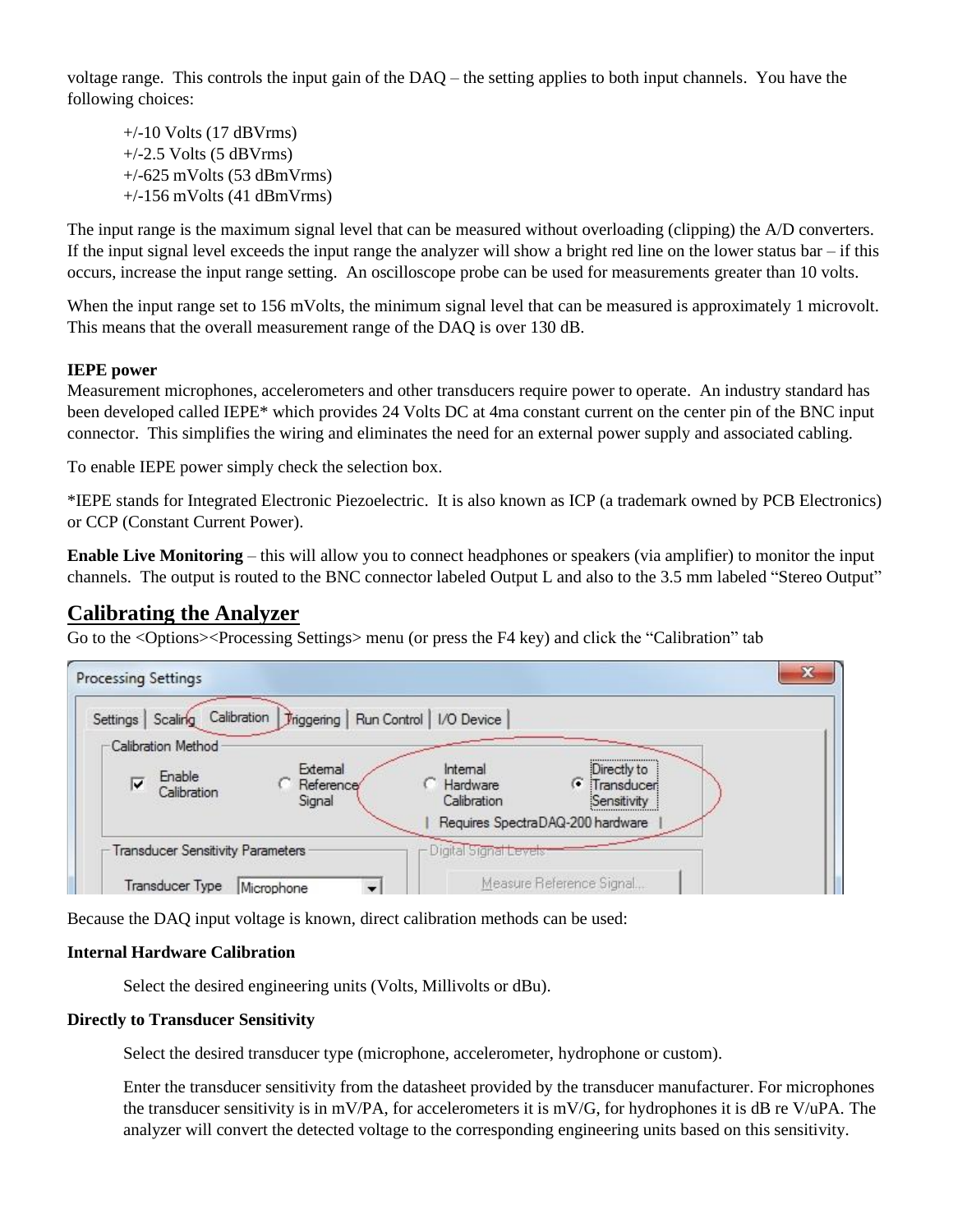voltage range. This controls the input gain of the DAQ – the setting applies to both input channels. You have the following choices:

+/-10 Volts (17 dBVrms)
+/-2.5 Volts (5 dBVrms)
+/-625 mVolts (53 dBmVrms)
+/-156 mVolts (41 dBmVrms)

The input range is the maximum signal level that can be measured without overloading (clipping) the A/D converters. If the input signal level exceeds the input range the analyzer will show a bright red line on the lower status bar – if this occurs, increase the input range setting. An oscilloscope probe can be used for measurements greater than 10 volts.

When the input range set to 156 mVolts, the minimum signal level that can be measured is approximately 1 microvolt. This means that the overall measurement range of the DAQ is over 130 dB.

**IEPE power**
Measurement microphones, accelerometers and other transducers require power to operate. An industry standard has been developed called IEPE* which provides 24 Volts DC at 4ma constant current on the center pin of the BNC input connector. This simplifies the wiring and eliminates the need for an external power supply and associated cabling.

To enable IEPE power simply check the selection box.

*IEPE stands for Integrated Electronic Piezoelectric. It is also known as ICP (a trademark owned by PCB Electronics) or CCP (Constant Current Power).

**Enable Live Monitoring** – this will allow you to connect headphones or speakers (via amplifier) to monitor the input channels. The output is routed to the BNC connector labeled Output L and also to the 3.5 mm labeled "Stereo Output"

## Calibrating the Analyzer

Go to the <Options><Processing Settings> menu (or press the F4 key) and click the "Calibration" tab

Because the DAQ input voltage is known, direct calibration methods can be used:

**Internal Hardware Calibration**

Select the desired engineering units (Volts, Millivolts or dBu).

**Directly to Transducer Sensitivity**

Select the desired transducer type (microphone, accelerometer, hydrophone or custom).

Enter the transducer sensitivity from the datasheet provided by the transducer manufacturer. For microphones the transducer sensitivity is in mV/PA, for accelerometers it is mV/G, for hydrophones it is dB re V/uPA. The analyzer will convert the detected voltage to the corresponding engineering units based on this sensitivity.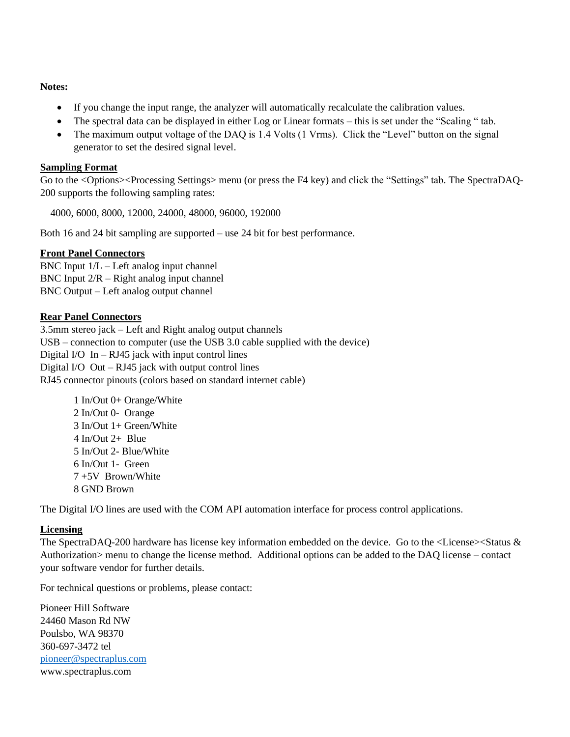**Notes:**

- If you change the input range, the analyzer will automatically recalculate the calibration values.
- The spectral data can be displayed in either Log or Linear formats – this is set under the "Scaling " tab.
- The maximum output voltage of the DAQ is 1.4 Volts (1 Vrms). Click the "Level" button on the signal generator to set the desired signal level.

## Sampling Format

Go to the <Options><Processing Settings> menu (or press the F4 key) and click the "Settings" tab. The SpectraDAQ-200 supports the following sampling rates:

4000, 6000, 8000, 12000, 24000, 48000, 96000, 192000

Both 16 and 24 bit sampling are supported – use 24 bit for best performance.

## Front Panel Connectors

BNC Input 1/L – Left analog input channel
BNC Input 2/R – Right analog input channel
BNC Output – Left analog output channel

## Rear Panel Connectors

3.5mm stereo jack – Left and Right analog output channels
USB – connection to computer (use the USB 3.0 cable supplied with the device)
Digital I/O In – RJ45 jack with input control lines
Digital I/O Out – RJ45 jack with output control lines
RJ45 connector pinouts (colors based on standard internet cable)

1 In/Out 0+ Orange/White
2 In/Out 0- Orange
3 In/Out 1+ Green/White
4 In/Out 2+ Blue
5 In/Out 2- Blue/White
6 In/Out 1- Green
7 +5V Brown/White
8 GND Brown

The Digital I/O lines are used with the COM API automation interface for process control applications.

## Licensing

The SpectraDAQ-200 hardware has license key information embedded on the device. Go to the <License><Status & Authorization> menu to change the license method. Additional options can be added to the DAQ license – contact your software vendor for further details.

For technical questions or problems, please contact:

Pioneer Hill Software
24460 Mason Rd NW
Poulsbo, WA 98370
360-697-3472 tel
pioneer@spectraplus.com
www.spectraplus.com